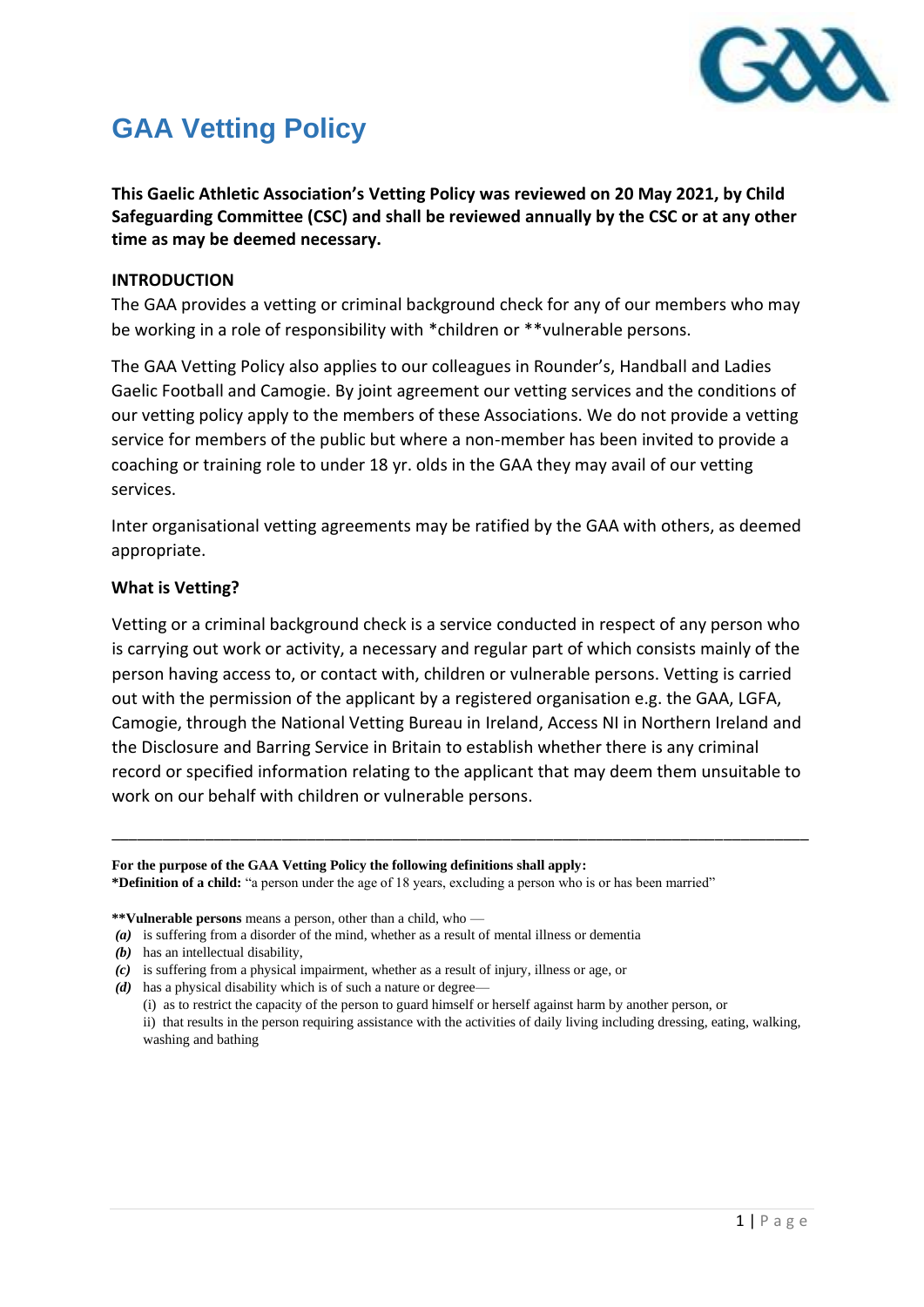# GAA Vetting Policy

**This Gaelic Athletic Association's Vetting Policy was reviewed on 20 May 2021, by Child Safeguarding Committee (CSC) and shall be reviewed annually by the CSC or at any other time as may be deemed necessary.**

## INTRODUCTION

The GAA provides a vetting or criminal background check for any of our members who may be working in a role of responsibility with *children or **vulnerable persons.

The GAA Vetting Policy also applies to our colleagues in Rounder's, Handball and Ladies Gaelic Football and Camogie. By joint agreement our vetting services and the conditions of our vetting policy apply to the members of these Associations. We do not provide a vetting service for members of the public but where a non-member has been invited to provide a coaching or training role to under 18 yr. olds in the GAA they may avail of our vetting services.

Inter organisational vetting agreements may be ratified by the GAA with others, as deemed appropriate.

### What is Vetting?

Vetting or a criminal background check is a service conducted in respect of any person who is carrying out work or activity, a necessary and regular part of which consists mainly of the person having access to, or contact with, children or vulnerable persons. Vetting is carried out with the permission of the applicant by a registered organisation e.g. the GAA, LGFA, Camogie, through the National Vetting Bureau in Ireland, Access NI in Northern Ireland and the Disclosure and Barring Service in Britain to establish whether there is any criminal record or specified information relating to the applicant that may deem them unsuitable to work on our behalf with children or vulnerable persons.

---

**For the purpose of the GAA Vetting Policy the following definitions shall apply:**
***Definition of a child:** "a person under the age of 18 years, excluding a person who is or has been married"

****Vulnerable persons** means a person, other than a child, who —

- *(a)* is suffering from a disorder of the mind, whether as a result of mental illness or dementia
- *(b)* has an intellectual disability,
- *(c)* is suffering from a physical impairment, whether as a result of injury, illness or age, or
- *(d)* has a physical disability which is of such a nature or degree—
  - (i) as to restrict the capacity of the person to guard himself or herself against harm by another person, or
  - ii) that results in the person requiring assistance with the activities of daily living including dressing, eating, walking, washing and bathing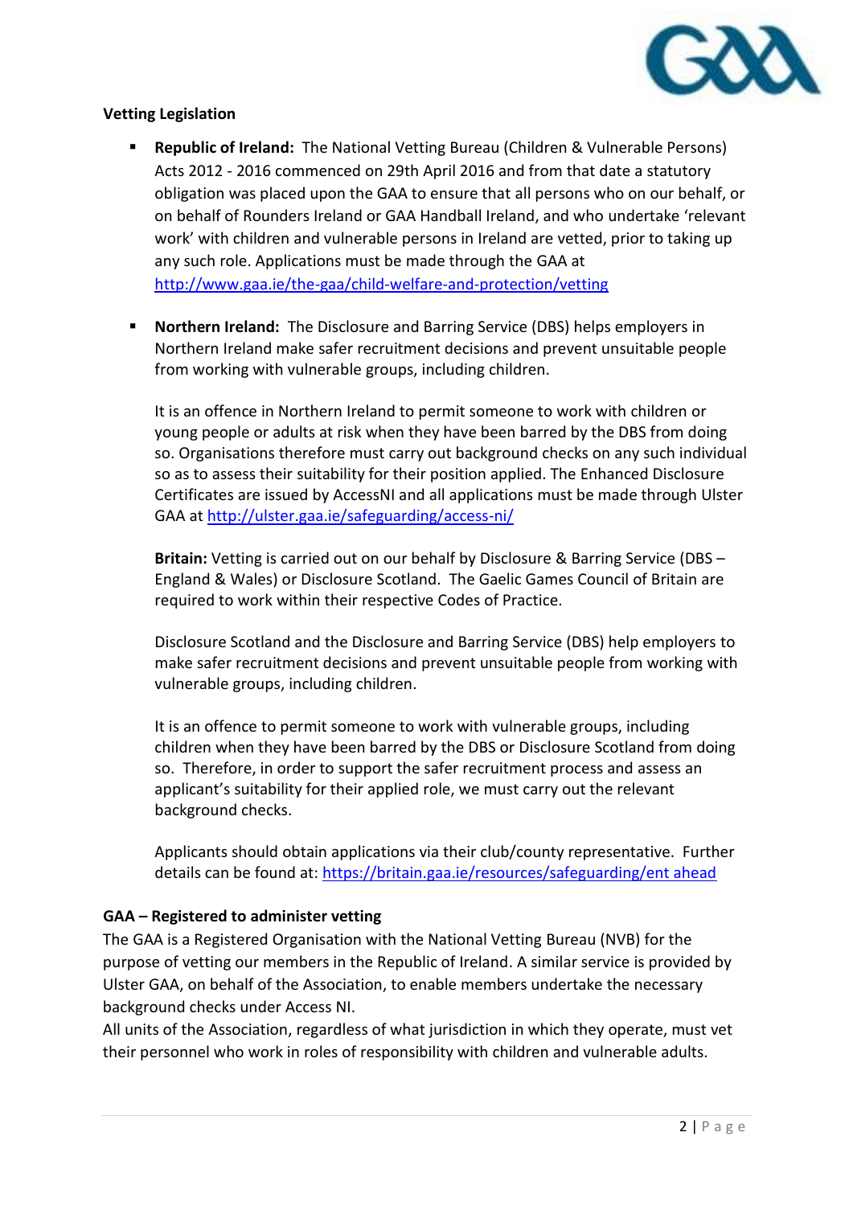**Vetting Legislation**

- **Republic of Ireland:** The National Vetting Bureau (Children & Vulnerable Persons) Acts 2012 - 2016 commenced on 29th April 2016 and from that date a statutory obligation was placed upon the GAA to ensure that all persons who on our behalf, or on behalf of Rounders Ireland or GAA Handball Ireland, and who undertake 'relevant work' with children and vulnerable persons in Ireland are vetted, prior to taking up any such role. Applications must be made through the GAA at [http://www.gaa.ie/the-gaa/child-welfare-and-protection/vetting](http://www.gaa.ie/the-gaa/child-welfare-and-protection/vetting)

- **Northern Ireland:** The Disclosure and Barring Service (DBS) helps employers in Northern Ireland make safer recruitment decisions and prevent unsuitable people from working with vulnerable groups, including children.

  It is an offence in Northern Ireland to permit someone to work with children or young people or adults at risk when they have been barred by the DBS from doing so. Organisations therefore must carry out background checks on any such individual so as to assess their suitability for their position applied. The Enhanced Disclosure Certificates are issued by AccessNI and all applications must be made through Ulster GAA at [http://ulster.gaa.ie/safeguarding/access-ni/](http://ulster.gaa.ie/safeguarding/access-ni/)

  **Britain:** Vetting is carried out on our behalf by Disclosure & Barring Service (DBS – England & Wales) or Disclosure Scotland. The Gaelic Games Council of Britain are required to work within their respective Codes of Practice.

  Disclosure Scotland and the Disclosure and Barring Service (DBS) help employers to make safer recruitment decisions and prevent unsuitable people from working with vulnerable groups, including children.

  It is an offence to permit someone to work with vulnerable groups, including children when they have been barred by the DBS or Disclosure Scotland from doing so. Therefore, in order to support the safer recruitment process and assess an applicant's suitability for their applied role, we must carry out the relevant background checks.

  Applicants should obtain applications via their club/county representative. Further details can be found at: [https://britain.gaa.ie/resources/safeguarding/ent ahead](https://britain.gaa.ie/resources/safeguarding/ent ahead)

**GAA – Registered to administer vetting**

The GAA is a Registered Organisation with the National Vetting Bureau (NVB) for the purpose of vetting our members in the Republic of Ireland. A similar service is provided by Ulster GAA, on behalf of the Association, to enable members undertake the necessary background checks under Access NI.

All units of the Association, regardless of what jurisdiction in which they operate, must vet their personnel who work in roles of responsibility with children and vulnerable adults.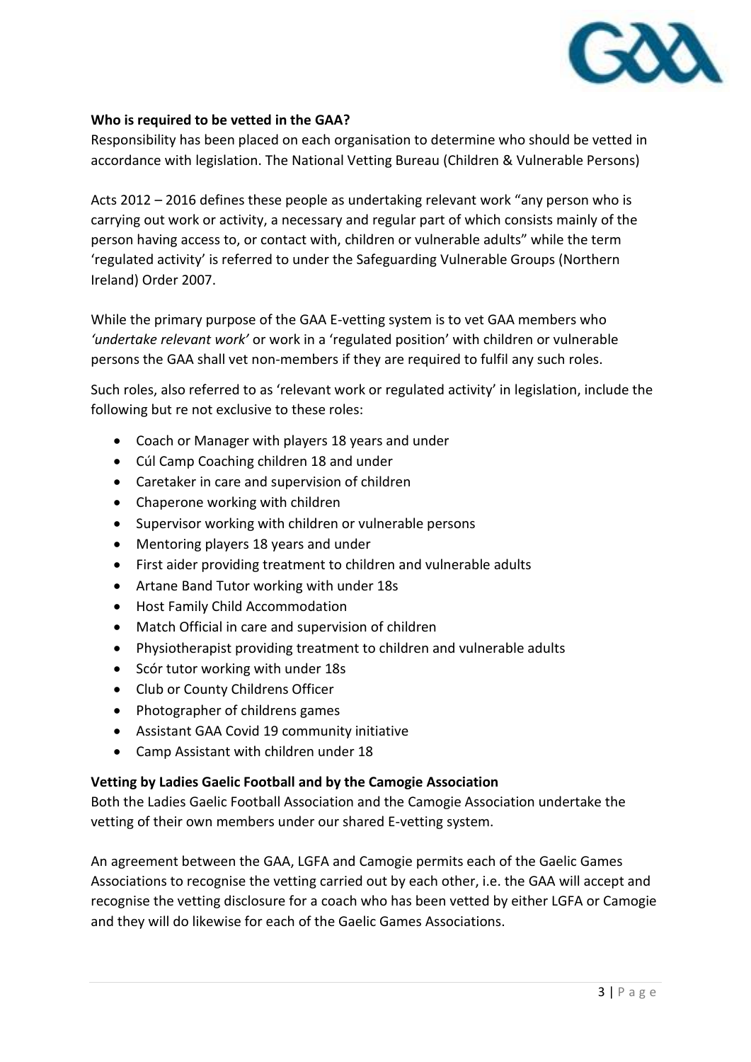**Who is required to be vetted in the GAA?**

Responsibility has been placed on each organisation to determine who should be vetted in accordance with legislation. The National Vetting Bureau (Children & Vulnerable Persons)

Acts 2012 – 2016 defines these people as undertaking relevant work "any person who is carrying out work or activity, a necessary and regular part of which consists mainly of the person having access to, or contact with, children or vulnerable adults" while the term 'regulated activity' is referred to under the Safeguarding Vulnerable Groups (Northern Ireland) Order 2007.

While the primary purpose of the GAA E-vetting system is to vet GAA members who *'undertake relevant work'* or work in a 'regulated position' with children or vulnerable persons the GAA shall vet non-members if they are required to fulfil any such roles.

Such roles, also referred to as 'relevant work or regulated activity' in legislation, include the following but re not exclusive to these roles:

- Coach or Manager with players 18 years and under
- Cúl Camp Coaching children 18 and under
- Caretaker in care and supervision of children
- Chaperone working with children
- Supervisor working with children or vulnerable persons
- Mentoring players 18 years and under
- First aider providing treatment to children and vulnerable adults
- Artane Band Tutor working with under 18s
- Host Family Child Accommodation
- Match Official in care and supervision of children
- Physiotherapist providing treatment to children and vulnerable adults
- Scór tutor working with under 18s
- Club or County Childrens Officer
- Photographer of childrens games
- Assistant GAA Covid 19 community initiative
- Camp Assistant with children under 18

**Vetting by Ladies Gaelic Football and by the Camogie Association**

Both the Ladies Gaelic Football Association and the Camogie Association undertake the vetting of their own members under our shared E-vetting system.

An agreement between the GAA, LGFA and Camogie permits each of the Gaelic Games Associations to recognise the vetting carried out by each other, i.e. the GAA will accept and recognise the vetting disclosure for a coach who has been vetted by either LGFA or Camogie and they will do likewise for each of the Gaelic Games Associations.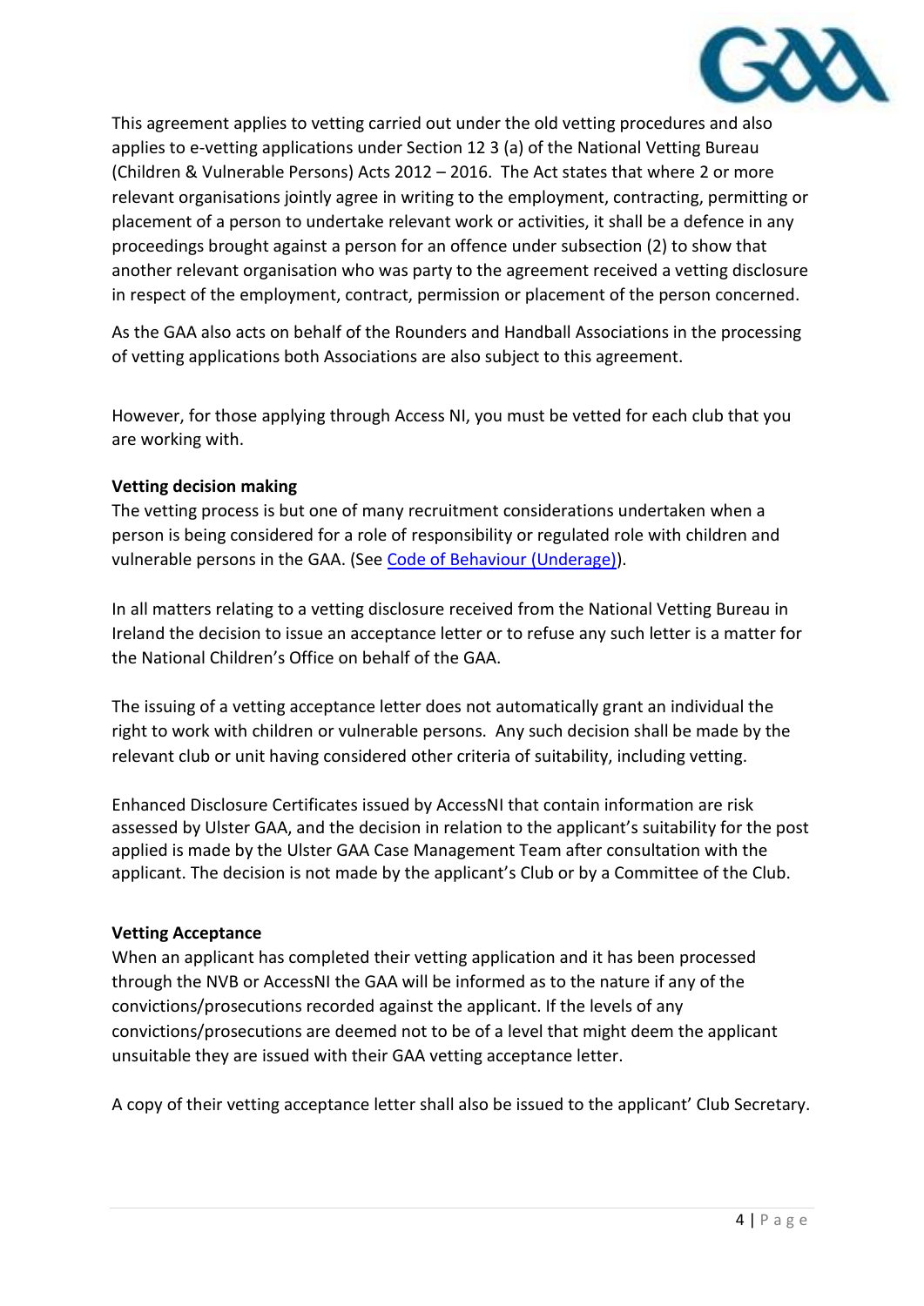This agreement applies to vetting carried out under the old vetting procedures and also applies to e-vetting applications under Section 12 3 (a) of the National Vetting Bureau (Children & Vulnerable Persons) Acts 2012 – 2016. The Act states that where 2 or more relevant organisations jointly agree in writing to the employment, contracting, permitting or placement of a person to undertake relevant work or activities, it shall be a defence in any proceedings brought against a person for an offence under subsection (2) to show that another relevant organisation who was party to the agreement received a vetting disclosure in respect of the employment, contract, permission or placement of the person concerned.

As the GAA also acts on behalf of the Rounders and Handball Associations in the processing of vetting applications both Associations are also subject to this agreement.

However, for those applying through Access NI, you must be vetted for each club that you are working with.

**Vetting decision making**

The vetting process is but one of many recruitment considerations undertaken when a person is being considered for a role of responsibility or regulated role with children and vulnerable persons in the GAA. (See Code of Behaviour (Underage)).

In all matters relating to a vetting disclosure received from the National Vetting Bureau in Ireland the decision to issue an acceptance letter or to refuse any such letter is a matter for the National Children's Office on behalf of the GAA.

The issuing of a vetting acceptance letter does not automatically grant an individual the right to work with children or vulnerable persons. Any such decision shall be made by the relevant club or unit having considered other criteria of suitability, including vetting.

Enhanced Disclosure Certificates issued by AccessNI that contain information are risk assessed by Ulster GAA, and the decision in relation to the applicant's suitability for the post applied is made by the Ulster GAA Case Management Team after consultation with the applicant. The decision is not made by the applicant's Club or by a Committee of the Club.

**Vetting Acceptance**

When an applicant has completed their vetting application and it has been processed through the NVB or AccessNI the GAA will be informed as to the nature if any of the convictions/prosecutions recorded against the applicant. If the levels of any convictions/prosecutions are deemed not to be of a level that might deem the applicant unsuitable they are issued with their GAA vetting acceptance letter.

A copy of their vetting acceptance letter shall also be issued to the applicant' Club Secretary.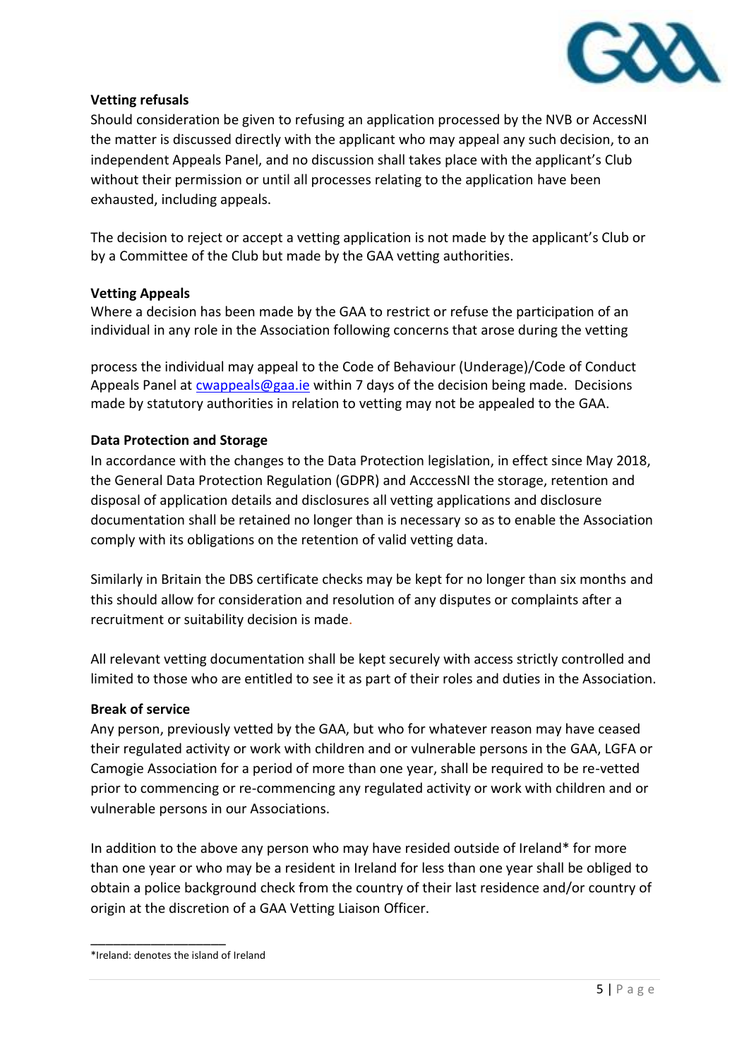**Vetting refusals**

Should consideration be given to refusing an application processed by the NVB or AccessNI the matter is discussed directly with the applicant who may appeal any such decision, to an independent Appeals Panel, and no discussion shall takes place with the applicant's Club without their permission or until all processes relating to the application have been exhausted, including appeals.

The decision to reject or accept a vetting application is not made by the applicant's Club or by a Committee of the Club but made by the GAA vetting authorities.

**Vetting Appeals**

Where a decision has been made by the GAA to restrict or refuse the participation of an individual in any role in the Association following concerns that arose during the vetting process the individual may appeal to the Code of Behaviour (Underage)/Code of Conduct Appeals Panel at cwappeals@gaa.ie within 7 days of the decision being made. Decisions made by statutory authorities in relation to vetting may not be appealed to the GAA.

**Data Protection and Storage**

In accordance with the changes to the Data Protection legislation, in effect since May 2018, the General Data Protection Regulation (GDPR) and AcccessNI the storage, retention and disposal of application details and disclosures all vetting applications and disclosure documentation shall be retained no longer than is necessary so as to enable the Association comply with its obligations on the retention of valid vetting data.

Similarly in Britain the DBS certificate checks may be kept for no longer than six months and this should allow for consideration and resolution of any disputes or complaints after a recruitment or suitability decision is made.

All relevant vetting documentation shall be kept securely with access strictly controlled and limited to those who are entitled to see it as part of their roles and duties in the Association.

**Break of service**

Any person, previously vetted by the GAA, but who for whatever reason may have ceased their regulated activity or work with children and or vulnerable persons in the GAA, LGFA or Camogie Association for a period of more than one year, shall be required to be re-vetted prior to commencing or re-commencing any regulated activity or work with children and or vulnerable persons in our Associations.

In addition to the above any person who may have resided outside of Ireland* for more than one year or who may be a resident in Ireland for less than one year shall be obliged to obtain a police background check from the country of their last residence and/or country of origin at the discretion of a GAA Vetting Liaison Officer.

---

*Ireland: denotes the island of Ireland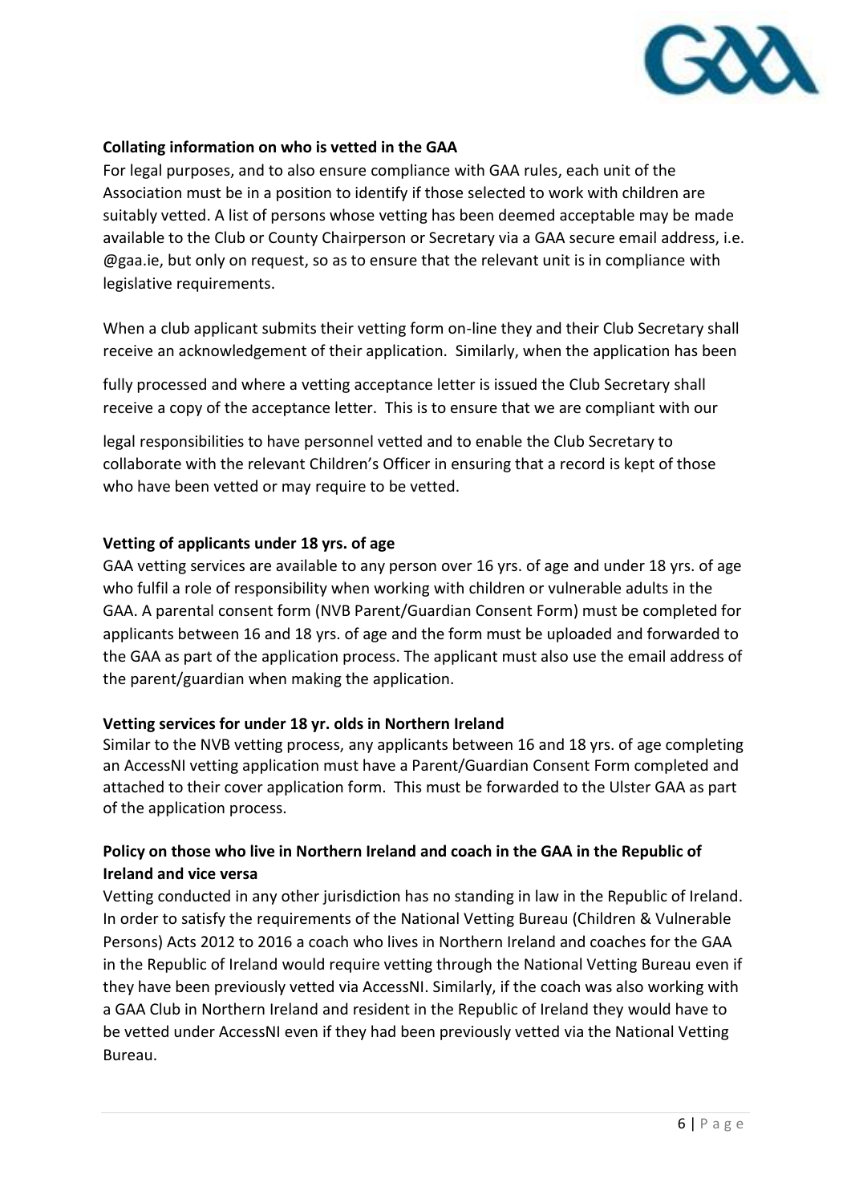**Collating information on who is vetted in the GAA**

For legal purposes, and to also ensure compliance with GAA rules, each unit of the Association must be in a position to identify if those selected to work with children are suitably vetted. A list of persons whose vetting has been deemed acceptable may be made available to the Club or County Chairperson or Secretary via a GAA secure email address, i.e. @gaa.ie, but only on request, so as to ensure that the relevant unit is in compliance with legislative requirements.

When a club applicant submits their vetting form on-line they and their Club Secretary shall receive an acknowledgement of their application. Similarly, when the application has been fully processed and where a vetting acceptance letter is issued the Club Secretary shall receive a copy of the acceptance letter. This is to ensure that we are compliant with our legal responsibilities to have personnel vetted and to enable the Club Secretary to collaborate with the relevant Children's Officer in ensuring that a record is kept of those who have been vetted or may require to be vetted.

**Vetting of applicants under 18 yrs. of age**

GAA vetting services are available to any person over 16 yrs. of age and under 18 yrs. of age who fulfil a role of responsibility when working with children or vulnerable adults in the GAA. A parental consent form (NVB Parent/Guardian Consent Form) must be completed for applicants between 16 and 18 yrs. of age and the form must be uploaded and forwarded to the GAA as part of the application process. The applicant must also use the email address of the parent/guardian when making the application.

**Vetting services for under 18 yr. olds in Northern Ireland**

Similar to the NVB vetting process, any applicants between 16 and 18 yrs. of age completing an AccessNI vetting application must have a Parent/Guardian Consent Form completed and attached to their cover application form. This must be forwarded to the Ulster GAA as part of the application process.

**Policy on those who live in Northern Ireland and coach in the GAA in the Republic of Ireland and vice versa**

Vetting conducted in any other jurisdiction has no standing in law in the Republic of Ireland. In order to satisfy the requirements of the National Vetting Bureau (Children & Vulnerable Persons) Acts 2012 to 2016 a coach who lives in Northern Ireland and coaches for the GAA in the Republic of Ireland would require vetting through the National Vetting Bureau even if they have been previously vetted via AccessNI. Similarly, if the coach was also working with a GAA Club in Northern Ireland and resident in the Republic of Ireland they would have to be vetted under AccessNI even if they had been previously vetted via the National Vetting Bureau.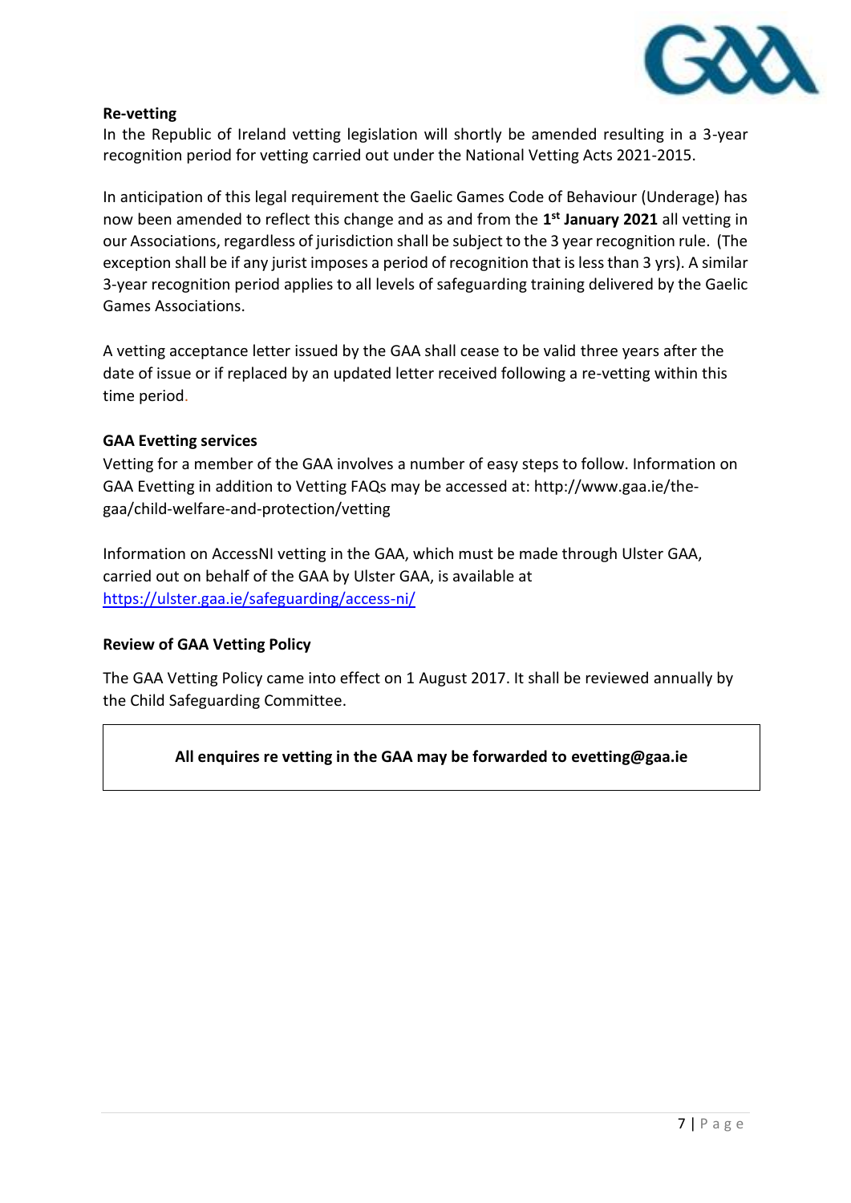**Re-vetting**

In the Republic of Ireland vetting legislation will shortly be amended resulting in a 3-year recognition period for vetting carried out under the National Vetting Acts 2021-2015.

In anticipation of this legal requirement the Gaelic Games Code of Behaviour (Underage) has now been amended to reflect this change and as and from the **1st January 2021** all vetting in our Associations, regardless of jurisdiction shall be subject to the 3 year recognition rule. (The exception shall be if any jurist imposes a period of recognition that is less than 3 yrs). A similar 3-year recognition period applies to all levels of safeguarding training delivered by the Gaelic Games Associations.

A vetting acceptance letter issued by the GAA shall cease to be valid three years after the date of issue or if replaced by an updated letter received following a re-vetting within this time period.

**GAA Evetting services**

Vetting for a member of the GAA involves a number of easy steps to follow. Information on GAA Evetting in addition to Vetting FAQs may be accessed at: http://www.gaa.ie/the-gaa/child-welfare-and-protection/vetting

Information on AccessNI vetting in the GAA, which must be made through Ulster GAA, carried out on behalf of the GAA by Ulster GAA, is available at https://ulster.gaa.ie/safeguarding/access-ni/

**Review of GAA Vetting Policy**

The GAA Vetting Policy came into effect on 1 August 2017. It shall be reviewed annually by the Child Safeguarding Committee.

**All enquires re vetting in the GAA may be forwarded to evetting@gaa.ie**